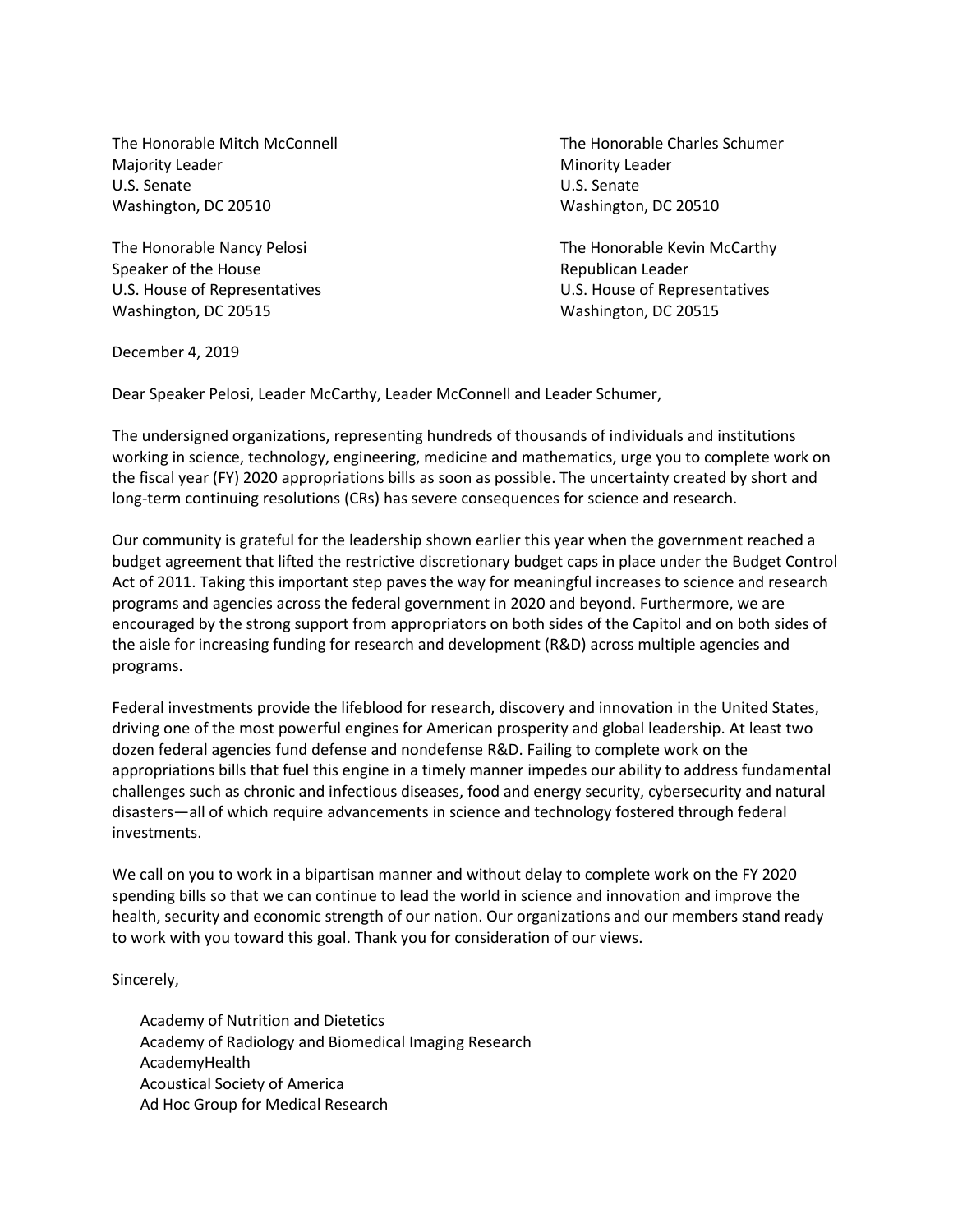The Honorable Mitch McConnell
Majority Leader
U.S. Senate
Washington, DC 20510

The Honorable Charles Schumer
Minority Leader
U.S. Senate
Washington, DC 20510

The Honorable Nancy Pelosi
Speaker of the House
U.S. House of Representatives
Washington, DC 20515

The Honorable Kevin McCarthy
Republican Leader
U.S. House of Representatives
Washington, DC 20515

December 4, 2019

Dear Speaker Pelosi, Leader McCarthy, Leader McConnell and Leader Schumer,

The undersigned organizations, representing hundreds of thousands of individuals and institutions working in science, technology, engineering, medicine and mathematics, urge you to complete work on the fiscal year (FY) 2020 appropriations bills as soon as possible. The uncertainty created by short and long-term continuing resolutions (CRs) has severe consequences for science and research.

Our community is grateful for the leadership shown earlier this year when the government reached a budget agreement that lifted the restrictive discretionary budget caps in place under the Budget Control Act of 2011. Taking this important step paves the way for meaningful increases to science and research programs and agencies across the federal government in 2020 and beyond. Furthermore, we are encouraged by the strong support from appropriators on both sides of the Capitol and on both sides of the aisle for increasing funding for research and development (R&D) across multiple agencies and programs.

Federal investments provide the lifeblood for research, discovery and innovation in the United States, driving one of the most powerful engines for American prosperity and global leadership. At least two dozen federal agencies fund defense and nondefense R&D. Failing to complete work on the appropriations bills that fuel this engine in a timely manner impedes our ability to address fundamental challenges such as chronic and infectious diseases, food and energy security, cybersecurity and natural disasters—all of which require advancements in science and technology fostered through federal investments.

We call on you to work in a bipartisan manner and without delay to complete work on the FY 2020 spending bills so that we can continue to lead the world in science and innovation and improve the health, security and economic strength of our nation. Our organizations and our members stand ready to work with you toward this goal. Thank you for consideration of our views.

Sincerely,

Academy of Nutrition and Dietetics
Academy of Radiology and Biomedical Imaging Research
AcademyHealth
Acoustical Society of America
Ad Hoc Group for Medical Research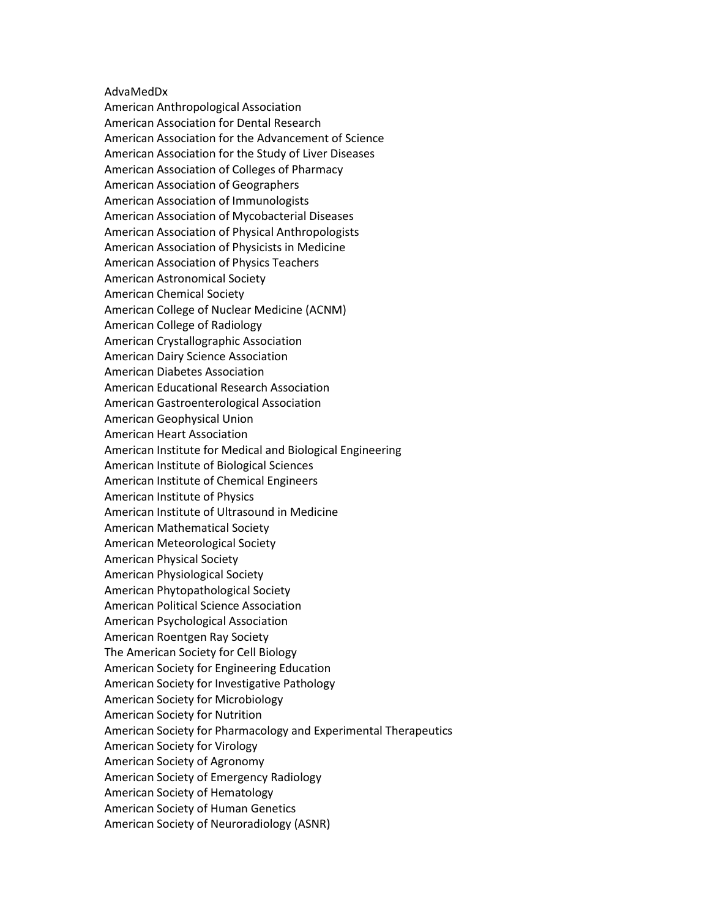AdvaMedDx
American Anthropological Association
American Association for Dental Research
American Association for the Advancement of Science
American Association for the Study of Liver Diseases
American Association of Colleges of Pharmacy
American Association of Geographers
American Association of Immunologists
American Association of Mycobacterial Diseases
American Association of Physical Anthropologists
American Association of Physicists in Medicine
American Association of Physics Teachers
American Astronomical Society
American Chemical Society
American College of Nuclear Medicine (ACNM)
American College of Radiology
American Crystallographic Association
American Dairy Science Association
American Diabetes Association
American Educational Research Association
American Gastroenterological Association
American Geophysical Union
American Heart Association
American Institute for Medical and Biological Engineering
American Institute of Biological Sciences
American Institute of Chemical Engineers
American Institute of Physics
American Institute of Ultrasound in Medicine
American Mathematical Society
American Meteorological Society
American Physical Society
American Physiological Society
American Phytopathological Society
American Political Science Association
American Psychological Association
American Roentgen Ray Society
The American Society for Cell Biology
American Society for Engineering Education
American Society for Investigative Pathology
American Society for Microbiology
American Society for Nutrition
American Society for Pharmacology and Experimental Therapeutics
American Society for Virology
American Society of Agronomy
American Society of Emergency Radiology
American Society of Hematology
American Society of Human Genetics
American Society of Neuroradiology (ASNR)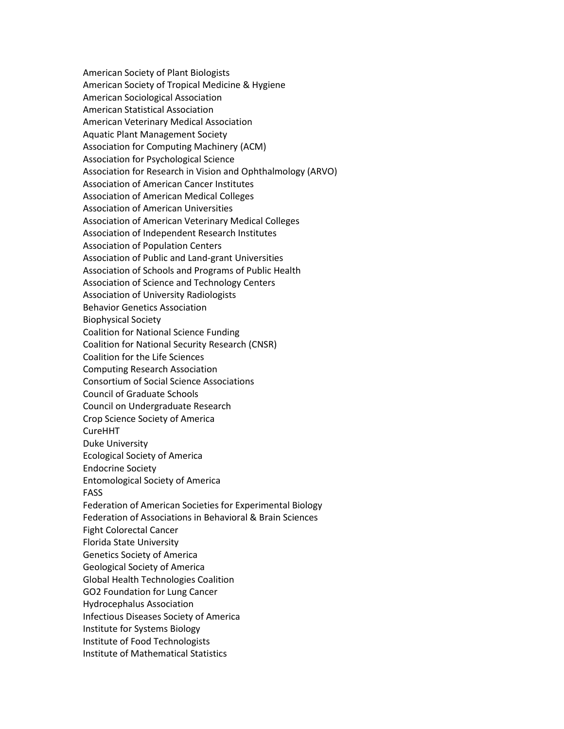American Society of Plant Biologists
American Society of Tropical Medicine & Hygiene
American Sociological Association
American Statistical Association
American Veterinary Medical Association
Aquatic Plant Management Society
Association for Computing Machinery (ACM)
Association for Psychological Science
Association for Research in Vision and Ophthalmology (ARVO)
Association of American Cancer Institutes
Association of American Medical Colleges
Association of American Universities
Association of American Veterinary Medical Colleges
Association of Independent Research Institutes
Association of Population Centers
Association of Public and Land-grant Universities
Association of Schools and Programs of Public Health
Association of Science and Technology Centers
Association of University Radiologists
Behavior Genetics Association
Biophysical Society
Coalition for National Science Funding
Coalition for National Security Research (CNSR)
Coalition for the Life Sciences
Computing Research Association
Consortium of Social Science Associations
Council of Graduate Schools
Council on Undergraduate Research
Crop Science Society of America
CureHHT
Duke University
Ecological Society of America
Endocrine Society
Entomological Society of America
FASS
Federation of American Societies for Experimental Biology
Federation of Associations in Behavioral & Brain Sciences
Fight Colorectal Cancer
Florida State University
Genetics Society of America
Geological Society of America
Global Health Technologies Coalition
GO2 Foundation for Lung Cancer
Hydrocephalus Association
Infectious Diseases Society of America
Institute for Systems Biology
Institute of Food Technologists
Institute of Mathematical Statistics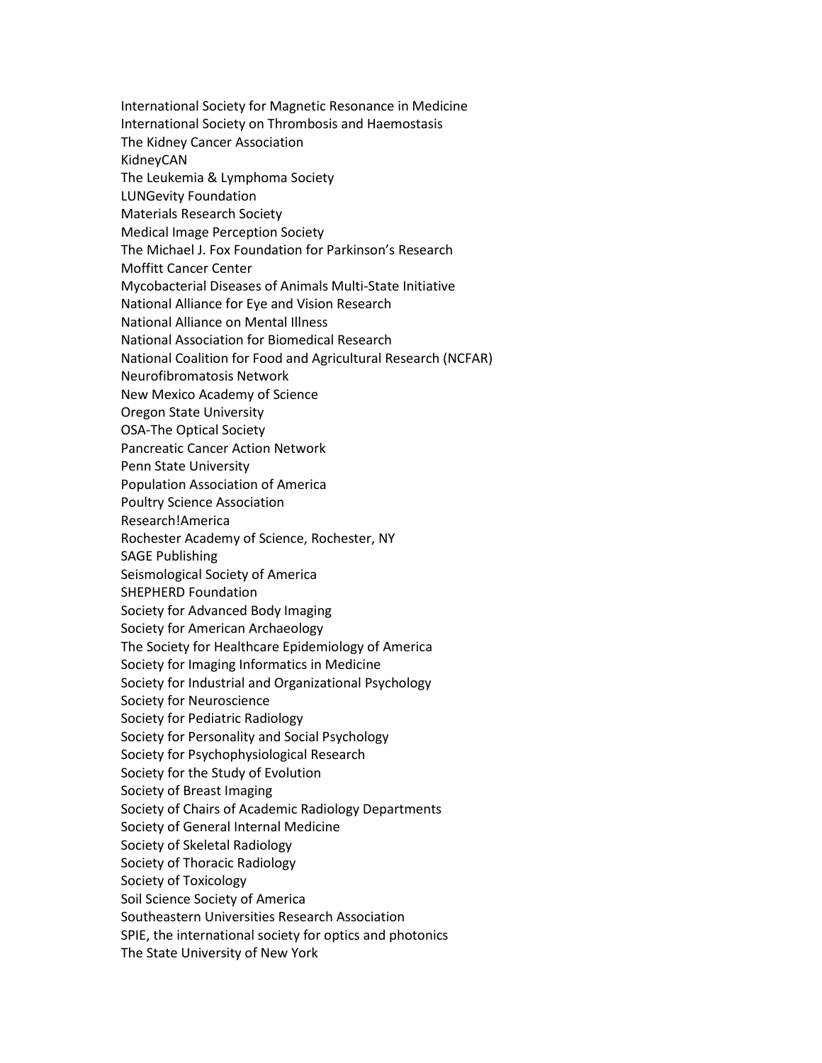International Society for Magnetic Resonance in Medicine
International Society on Thrombosis and Haemostasis
The Kidney Cancer Association
KidneyCAN
The Leukemia & Lymphoma Society
LUNGevity Foundation
Materials Research Society
Medical Image Perception Society
The Michael J. Fox Foundation for Parkinson's Research
Moffitt Cancer Center
Mycobacterial Diseases of Animals Multi-State Initiative
National Alliance for Eye and Vision Research
National Alliance on Mental Illness
National Association for Biomedical Research
National Coalition for Food and Agricultural Research (NCFAR)
Neurofibromatosis Network
New Mexico Academy of Science
Oregon State University
OSA-The Optical Society
Pancreatic Cancer Action Network
Penn State University
Population Association of America
Poultry Science Association
Research!America
Rochester Academy of Science, Rochester, NY
SAGE Publishing
Seismological Society of America
SHEPHERD Foundation
Society for Advanced Body Imaging
Society for American Archaeology
The Society for Healthcare Epidemiology of America
Society for Imaging Informatics in Medicine
Society for Industrial and Organizational Psychology
Society for Neuroscience
Society for Pediatric Radiology
Society for Personality and Social Psychology
Society for Psychophysiological Research
Society for the Study of Evolution
Society of Breast Imaging
Society of Chairs of Academic Radiology Departments
Society of General Internal Medicine
Society of Skeletal Radiology
Society of Thoracic Radiology
Society of Toxicology
Soil Science Society of America
Southeastern Universities Research Association
SPIE, the international society for optics and photonics
The State University of New York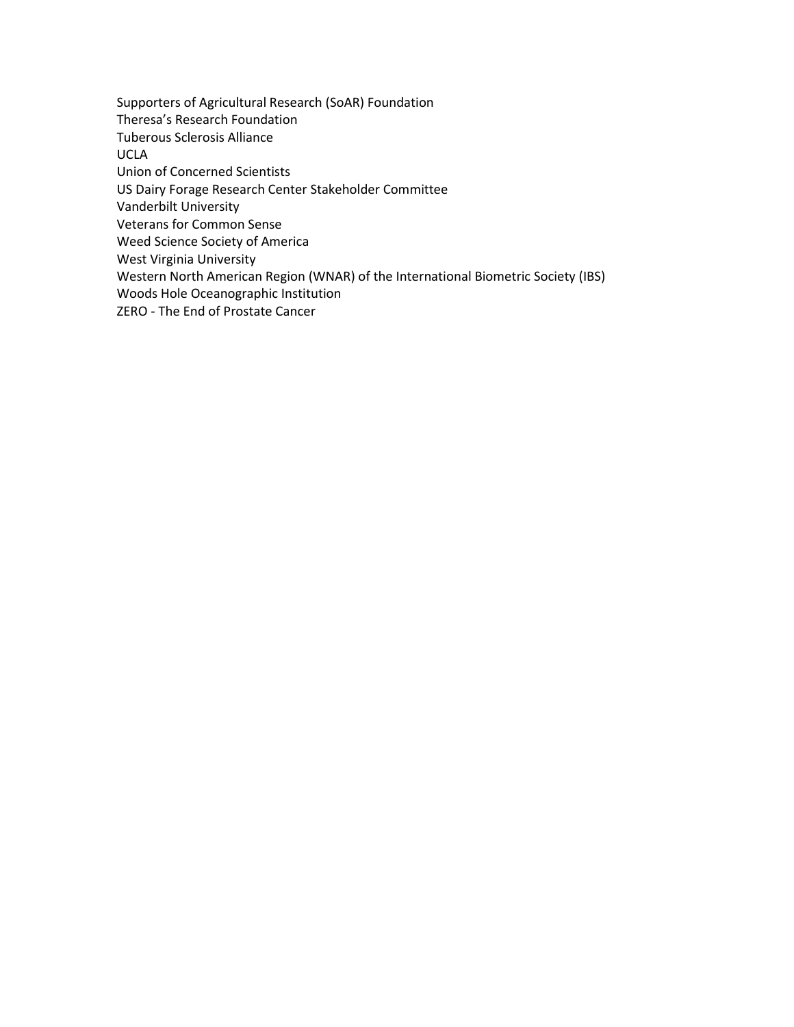Supporters of Agricultural Research (SoAR) Foundation
Theresa's Research Foundation
Tuberous Sclerosis Alliance
UCLA
Union of Concerned Scientists
US Dairy Forage Research Center Stakeholder Committee
Vanderbilt University
Veterans for Common Sense
Weed Science Society of America
West Virginia University
Western North American Region (WNAR) of the International Biometric Society (IBS)
Woods Hole Oceanographic Institution
ZERO - The End of Prostate Cancer